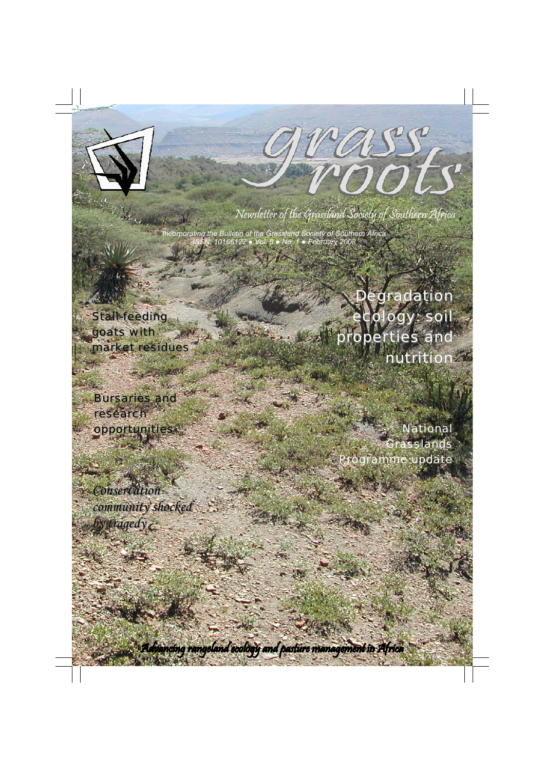# grass roots

Newsletter of the Grassland Society of Southern Africa

*Incorporating the Bulletin of the Grassland Society of Southern Africa*
*ISSN: 10166122 • Vol. 8 • No. 1 • February 2008*

Stall-feeding goats with market residues

Degradation ecology: soil properties and nutrition

Bursaries and research opportunities

National Grasslands Programme update

*Conservation community shocked by tragedy*

*Advancing rangeland ecology and pasture management in Africa*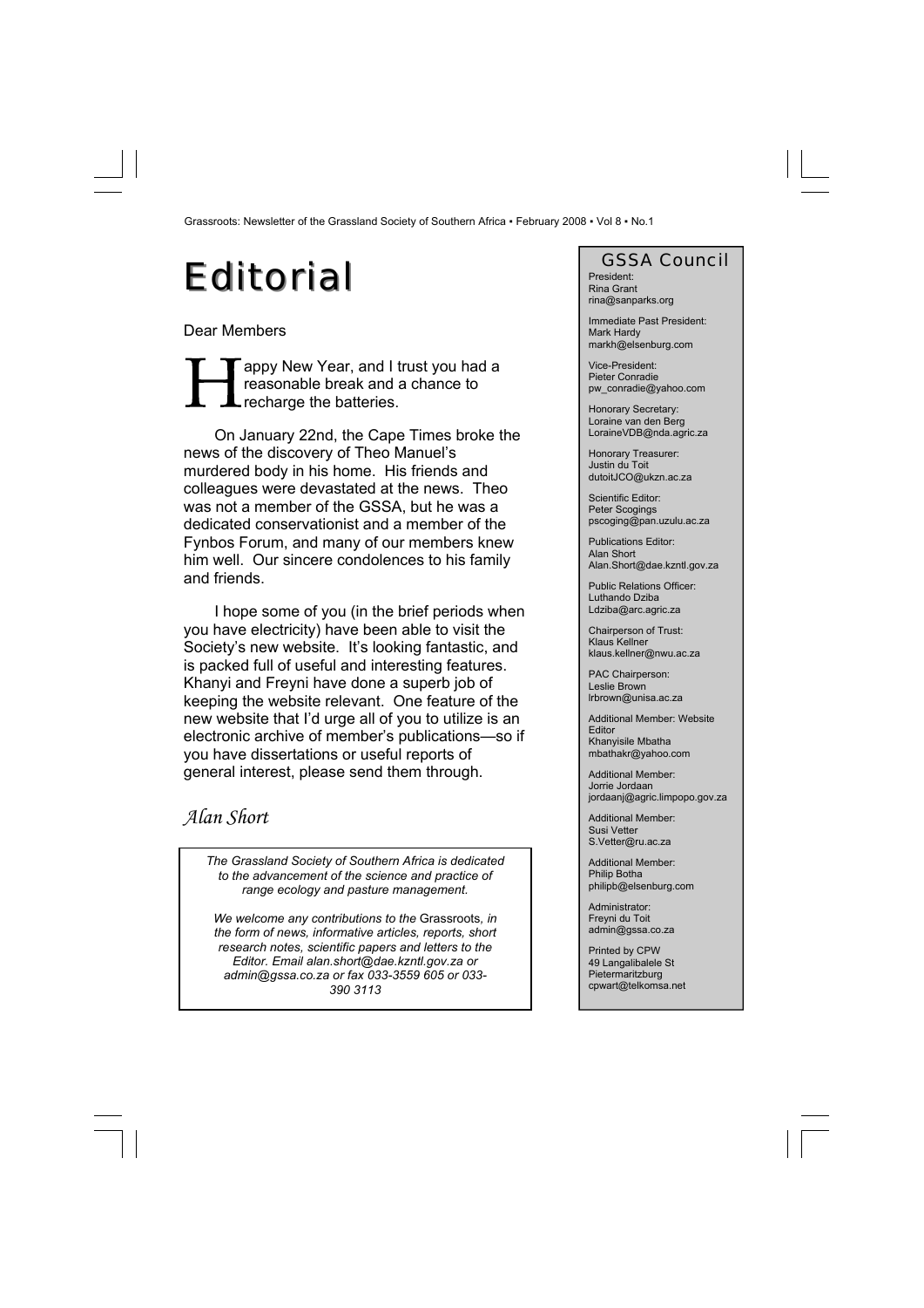# Editorial

Dear Members

Happy New Year, and I trust you had a reasonable break and a chance to recharge the batteries.

On January 22nd, the Cape Times broke the news of the discovery of Theo Manuel's murdered body in his home. His friends and colleagues were devastated at the news. Theo was not a member of the GSSA, but he was a dedicated conservationist and a member of the Fynbos Forum, and many of our members knew him well. Our sincere condolences to his family and friends.

I hope some of you (in the brief periods when you have electricity) have been able to visit the Society's new website. It's looking fantastic, and is packed full of useful and interesting features. Khanyi and Freyni have done a superb job of keeping the website relevant. One feature of the new website that I'd urge all of you to utilize is an electronic archive of member's publications—so if you have dissertations or useful reports of general interest, please send them through.

*Alan Short*

*The Grassland Society of Southern Africa is dedicated to the advancement of the science and practice of range ecology and pasture management.*

*We welcome any contributions to the* Grassroots*, in the form of news, informative articles, reports, short research notes, scientific papers and letters to the Editor. Email alan.short@dae.kzntl.gov.za or admin@gssa.co.za or fax 033-3559 605 or 033-390 3113*

## GSSA Council

President:
Rina Grant
rina@sanparks.org

Immediate Past President:
Mark Hardy
markh@elsenburg.com

Vice-President:
Pieter Conradie
pw_conradie@yahoo.com

Honorary Secretary:
Loraine van den Berg
LoraineVDB@nda.agric.za

Honorary Treasurer:
Justin du Toit
dutoitJCO@ukzn.ac.za

Scientific Editor:
Peter Scogings
pscoging@pan.uzulu.ac.za

Publications Editor:
Alan Short
Alan.Short@dae.kzntl.gov.za

Public Relations Officer:
Luthando Dziba
Ldziba@arc.agric.za

Chairperson of Trust:
Klaus Kellner
klaus.kellner@nwu.ac.za

PAC Chairperson:
Leslie Brown
lrbrown@unisa.ac.za

Additional Member: Website Editor
Khanyisile Mbatha
mbathakr@yahoo.com

Additional Member:
Jorrie Jordaan
jordaanj@agric.limpopo.gov.za

Additional Member:
Susi Vetter
S.Vetter@ru.ac.za

Additional Member:
Philip Botha
philipb@elsenburg.com

Administrator:
Freyni du Toit
admin@gssa.co.za

Printed by CPW
49 Langalibalele St
Pietermaritzburg
cpwart@telkomsa.net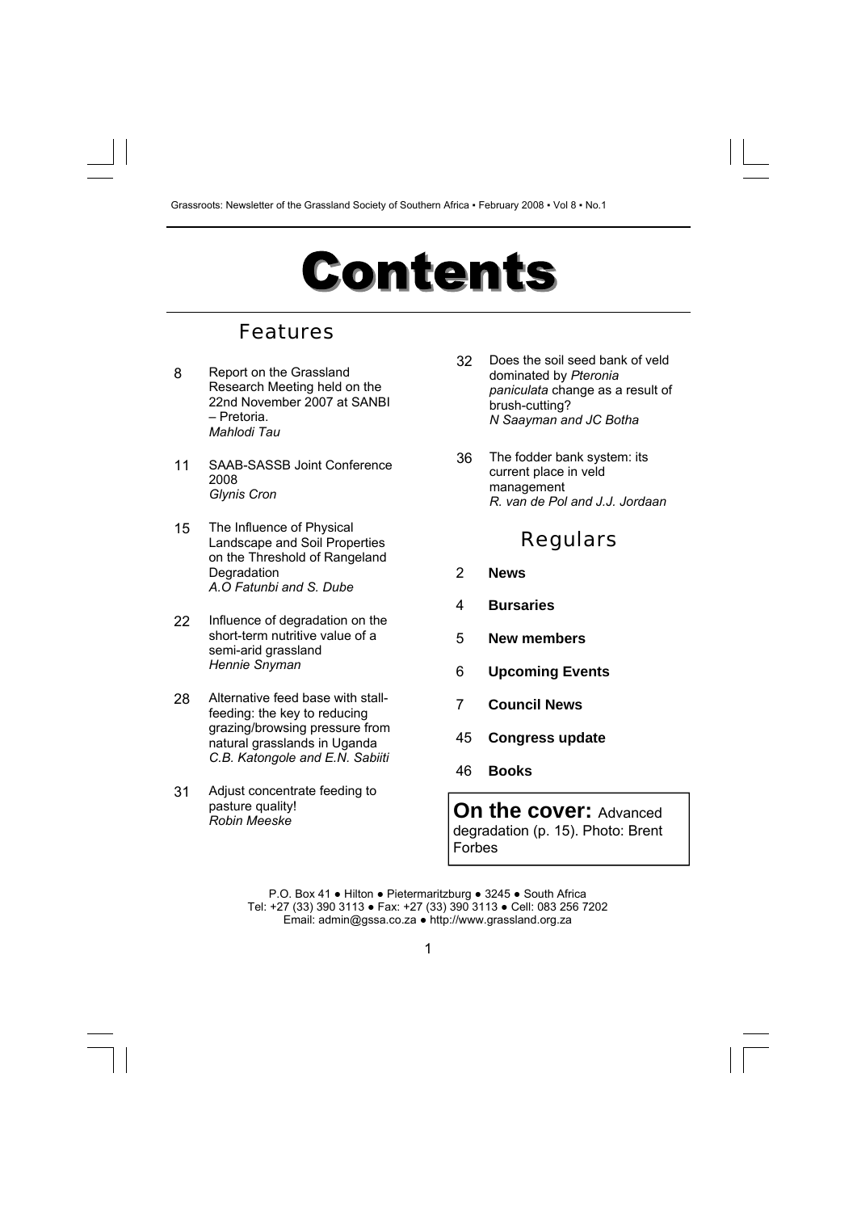# Contents

## Features

8 Report on the Grassland Research Meeting held on the 22nd November 2007 at SANBI – Pretoria.
*Mahlodi Tau*

11 SAAB-SASSB Joint Conference 2008
*Glynis Cron*

15 The Influence of Physical Landscape and Soil Properties on the Threshold of Rangeland Degradation
*A.O Fatunbi and S. Dube*

22 Influence of degradation on the short-term nutritive value of a semi-arid grassland
*Hennie Snyman*

28 Alternative feed base with stall-feeding: the key to reducing grazing/browsing pressure from natural grasslands in Uganda
*C.B. Katongole and E.N. Sabiiti*

31 Adjust concentrate feeding to pasture quality!
*Robin Meeske*

32 Does the soil seed bank of veld dominated by *Pteronia paniculata* change as a result of brush-cutting?
*N Saayman and JC Botha*

36 The fodder bank system: its current place in veld management
*R. van de Pol and J.J. Jordaan*

## Regulars

2 **News**

4 **Bursaries**

5 **New members**

6 **Upcoming Events**

7 **Council News**

45 **Congress update**

46 **Books**

**On the cover:** Advanced degradation (p. 15). Photo: Brent Forbes

P.O. Box 41 ● Hilton ● Pietermaritzburg ● 3245 ● South Africa
Tel: +27 (33) 390 3113 ● Fax: +27 (33) 390 3113 ● Cell: 083 256 7202
Email: admin@gssa.co.za ● http://www.grassland.org.za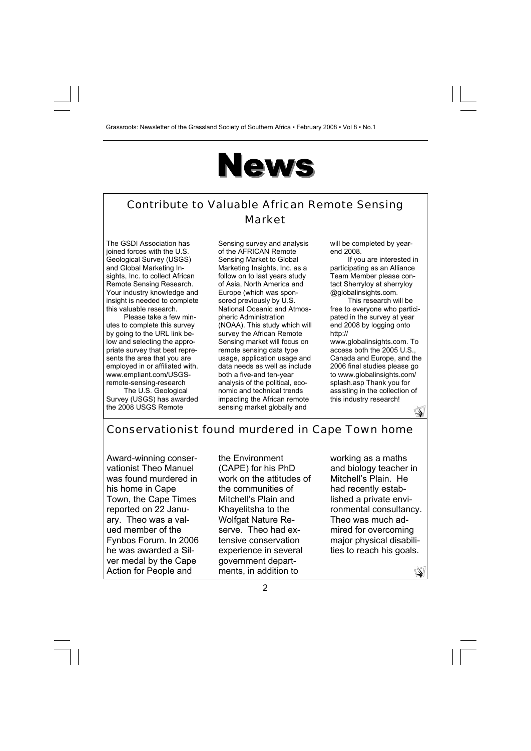# News

## Contribute to Valuable African Remote Sensing Market

The GSDI Association has joined forces with the U.S. Geological Survey (USGS) and Global Marketing Insights, Inc. to collect African Remote Sensing Research. Your industry knowledge and insight is needed to complete this valuable research.

Please take a few minutes to complete this survey by going to the URL link below and selecting the appropriate survey that best represents the area that you are employed in or affiliated with. www.empliant.com/USGS-remote-sensing-research

The U.S. Geological Survey (USGS) has awarded the 2008 USGS Remote Sensing survey and analysis of the AFRICAN Remote Sensing Market to Global Marketing Insights, Inc. as a follow on to last years study of Asia, North America and Europe (which was sponsored previously by U.S. National Oceanic and Atmospheric Administration (NOAA). This study which will survey the African Remote Sensing market will focus on remote sensing data type usage, application usage and data needs as well as include both a five-and ten-year analysis of the political, economic and technical trends impacting the African remote sensing market globally and will be completed by year-end 2008.

If you are interested in participating as an Alliance Team Member please contact Sherryloy at sherryloy@globalinsights.com.

This research will be free to everyone who participated in the survey at year end 2008 by logging onto http://www.globalinsights.com. To access both the 2005 U.S., Canada and Europe, and the 2006 final studies please go to www.globalinsights.com/splash.asp Thank you for assisting in the collection of this industry research!

## Conservationist found murdered in Cape Town home

Award-winning conservationist Theo Manuel was found murdered in his home in Cape Town, the Cape Times reported on 22 January. Theo was a valued member of the Fynbos Forum. In 2006 he was awarded a Silver medal by the Cape Action for People and the Environment (CAPE) for his PhD work on the attitudes of the communities of Mitchell's Plain and Khayelitsha to the Wolfgat Nature Reserve. Theo had extensive conservation experience in several government departments, in addition to working as a maths and biology teacher in Mitchell's Plain. He had recently established a private environmental consultancy. Theo was much admired for overcoming major physical disabilities to reach his goals.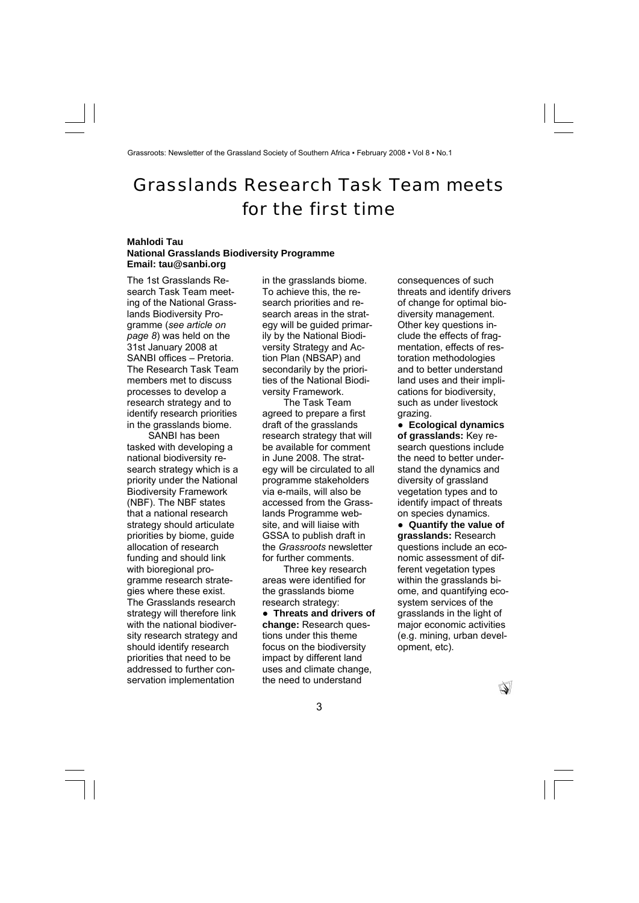# Grasslands Research Task Team meets for the first time

**Mahlodi Tau**
**National Grasslands Biodiversity Programme**
**Email: tau@sanbi.org**

The 1st Grasslands Research Task Team meeting of the National Grasslands Biodiversity Programme (*see article on page 8*) was held on the 31st January 2008 at SANBI offices – Pretoria. The Research Task Team members met to discuss processes to develop a research strategy and to identify research priorities in the grasslands biome.

SANBI has been tasked with developing a national biodiversity research strategy which is a priority under the National Biodiversity Framework (NBF). The NBF states that a national research strategy should articulate priorities by biome, guide allocation of research funding and should link with bioregional programme research strategies where these exist. The Grasslands research strategy will therefore link with the national biodiversity research strategy and should identify research priorities that need to be addressed to further conservation implementation in the grasslands biome. To achieve this, the research priorities and research areas in the strategy will be guided primarily by the National Biodiversity Strategy and Action Plan (NBSAP) and secondarily by the priorities of the National Biodiversity Framework.

The Task Team agreed to prepare a first draft of the grasslands research strategy that will be available for comment in June 2008. The strategy will be circulated to all programme stakeholders via e-mails, will also be accessed from the Grasslands Programme website, and will liaise with GSSA to publish draft in the *Grassroots* newsletter for further comments.

Three key research areas were identified for the grasslands biome research strategy:

- **Threats and drivers of change:** Research questions under this theme focus on the biodiversity impact by different land uses and climate change, the need to understand consequences of such threats and identify drivers of change for optimal biodiversity management. Other key questions include the effects of fragmentation, effects of restoration methodologies and to better understand land uses and their implications for biodiversity, such as under livestock grazing.
- **Ecological dynamics of grasslands:** Key research questions include the need to better understand the dynamics and diversity of grassland vegetation types and to identify impact of threats on species dynamics.
- **Quantify the value of grasslands:** Research questions include an economic assessment of different vegetation types within the grasslands biome, and quantifying ecosystem services of the grasslands in the light of major economic activities (e.g. mining, urban development, etc).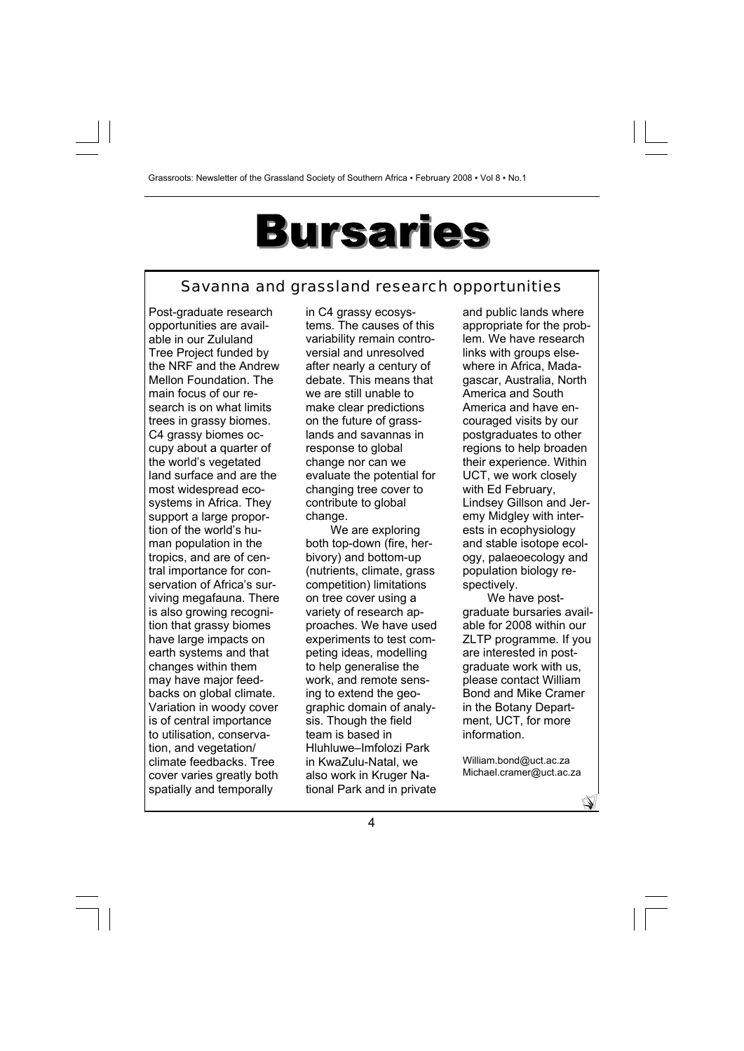# Bursaries

## Savanna and grassland research opportunities

Post-graduate research opportunities are available in our Zululand Tree Project funded by the NRF and the Andrew Mellon Foundation. The main focus of our research is on what limits trees in grassy biomes. C4 grassy biomes occupy about a quarter of the world's vegetated land surface and are the most widespread ecosystems in Africa. They support a large proportion of the world's human population in the tropics, and are of central importance for conservation of Africa's surviving megafauna. There is also growing recognition that grassy biomes have large impacts on earth systems and that changes within them may have major feedbacks on global climate. Variation in woody cover is of central importance to utilisation, conservation, and vegetation/climate feedbacks. Tree cover varies greatly both spatially and temporally in C4 grassy ecosystems. The causes of this variability remain controversial and unresolved after nearly a century of debate. This means that we are still unable to make clear predictions on the future of grasslands and savannas in response to global change nor can we evaluate the potential for changing tree cover to contribute to global change.

We are exploring both top-down (fire, herbivory) and bottom-up (nutrients, climate, grass competition) limitations on tree cover using a variety of research approaches. We have used experiments to test competing ideas, modelling to help generalise the work, and remote sensing to extend the geographic domain of analysis. Though the field team is based in Hluhluwe–Imfolozi Park in KwaZulu-Natal, we also work in Kruger National Park and in private and public lands where appropriate for the problem. We have research links with groups elsewhere in Africa, Madagascar, Australia, North America and South America and have encouraged visits by our postgraduates to other regions to help broaden their experience. Within UCT, we work closely with Ed February, Lindsey Gillson and Jeremy Midgley with interests in ecophysiology and stable isotope ecology, palaeoecology and population biology respectively.

We have postgraduate bursaries available for 2008 within our ZLTP programme. If you are interested in postgraduate work with us, please contact William Bond and Mike Cramer in the Botany Department, UCT, for more information.

William.bond@uct.ac.za
Michael.cramer@uct.ac.za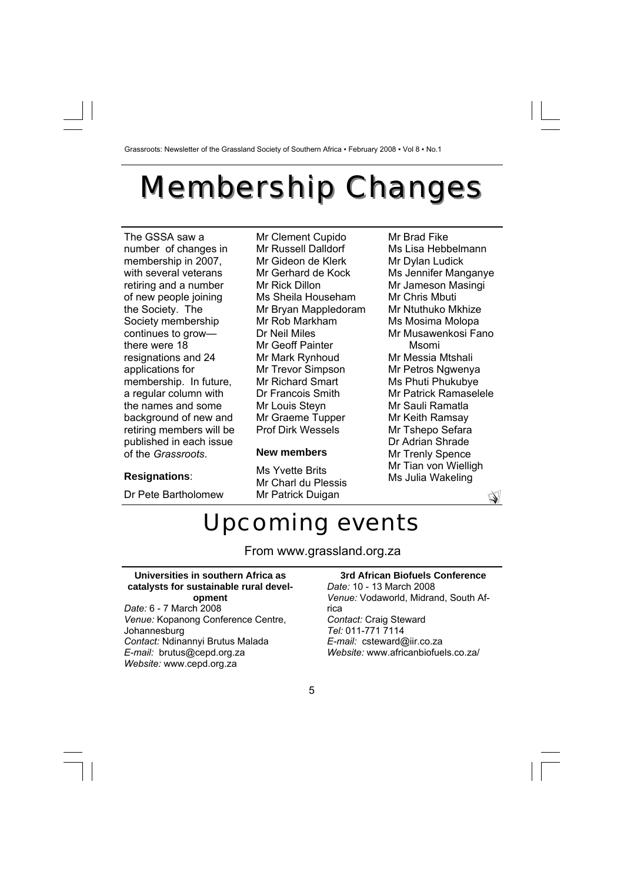# Membership Changes

The GSSA saw a number of changes in membership in 2007, with several veterans retiring and a number of new people joining the Society. The Society membership continues to grow—there were 18 resignations and 24 applications for membership. In future, a regular column with the names and some background of new and retiring members will be published in each issue of the *Grassroots*.

**Resignations**:

Dr Pete Bartholomew
Mr Clement Cupido
Mr Russell Dalldorf
Mr Gideon de Klerk
Mr Gerhard de Kock
Mr Rick Dillon
Ms Sheila Househam
Mr Bryan Mappledoram
Mr Rob Markham
Dr Neil Miles
Mr Geoff Painter
Mr Mark Rynhoud
Mr Trevor Simpson
Mr Richard Smart
Dr Francois Smith
Mr Louis Steyn
Mr Graeme Tupper
Prof Dirk Wessels

**New members**

Ms Yvette Brits
Mr Charl du Plessis
Mr Patrick Duigan
Mr Brad Fike
Ms Lisa Hebbelmann
Mr Dylan Ludick
Ms Jennifer Manganye
Mr Jameson Masingi
Mr Chris Mbuti
Mr Ntuthuko Mkhize
Ms Mosima Molopa
Mr Musawenkosi Fano Msomi
Mr Messia Mtshali
Mr Petros Ngwenya
Ms Phuti Phukubye
Mr Patrick Ramaselele
Mr Sauli Ramatla
Mr Keith Ramsay
Mr Tshepo Sefara
Dr Adrian Shrade
Mr Trenly Spence
Mr Tian von Wielligh
Ms Julia Wakeling

# Upcoming events

From www.grassland.org.za

**Universities in southern Africa as catalysts for sustainable rural development**
*Date:* 6 - 7 March 2008
*Venue:* Kopanong Conference Centre, Johannesburg
*Contact:* Ndinannyi Brutus Malada
*E-mail:* brutus@cepd.org.za
*Website:* www.cepd.org.za

**3rd African Biofuels Conference**
*Date:* 10 - 13 March 2008
*Venue:* Vodaworld, Midrand, South Africa
*Contact:* Craig Steward
*Tel:* 011-771 7114
*E-mail:* csteward@iir.co.za
*Website:* www.africanbiofuels.co.za/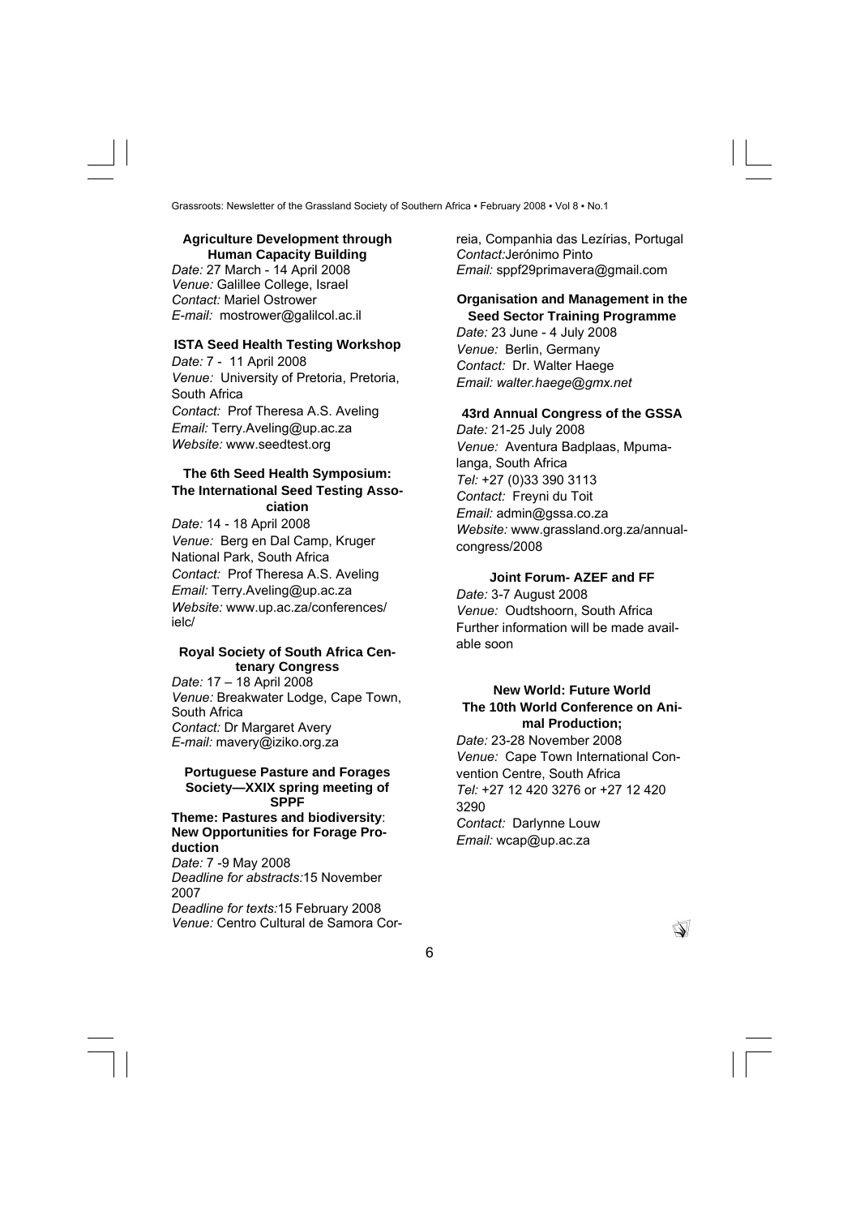### Agriculture Development through Human Capacity Building

*Date:* 27 March - 14 April 2008
*Venue:* Galillee College, Israel
*Contact:* Mariel Ostrower
*E-mail:* mostrower@galilcol.ac.il

### ISTA Seed Health Testing Workshop

*Date:* 7 - 11 April 2008
*Venue:* University of Pretoria, Pretoria, South Africa
*Contact:* Prof Theresa A.S. Aveling
*Email:* Terry.Aveling@up.ac.za
*Website:* www.seedtest.org

### The 6th Seed Health Symposium: The International Seed Testing Association

*Date:* 14 - 18 April 2008
*Venue:* Berg en Dal Camp, Kruger National Park, South Africa
*Contact:* Prof Theresa A.S. Aveling
*Email:* Terry.Aveling@up.ac.za
*Website:* www.up.ac.za/conferences/ielc/

### Royal Society of South Africa Centenary Congress

*Date:* 17 – 18 April 2008
*Venue:* Breakwater Lodge, Cape Town, South Africa
*Contact:* Dr Margaret Avery
*E-mail:* mavery@iziko.org.za

### Portuguese Pasture and Forages Society—XXIX spring meeting of SPPF

**Theme: Pastures and biodiversity: New Opportunities for Forage Production**

*Date:* 7 -9 May 2008
*Deadline for abstracts:* 15 November 2007
*Deadline for texts:* 15 February 2008
*Venue:* Centro Cultural de Samora Correia, Companhia das Lezírias, Portugal
*Contact:* Jerónimo Pinto
*Email:* sppf29primavera@gmail.com

### Organisation and Management in the Seed Sector Training Programme

*Date:* 23 June - 4 July 2008
*Venue:* Berlin, Germany
*Contact:* Dr. Walter Haege
*Email: walter.haege@gmx.net*

### 43rd Annual Congress of the GSSA

*Date:* 21-25 July 2008
*Venue:* Aventura Badplaas, Mpumalanga, South Africa
*Tel:* +27 (0)33 390 3113
*Contact:* Freyni du Toit
*Email:* admin@gssa.co.za
*Website:* www.grassland.org.za/annualcongress/2008

### Joint Forum- AZEF and FF

*Date:* 3-7 August 2008
*Venue:* Oudtshoorn, South Africa
Further information will be made available soon

### New World: Future World The 10th World Conference on Animal Production;

*Date:* 23-28 November 2008
*Venue:* Cape Town International Convention Centre, South Africa
*Tel:* +27 12 420 3276 or +27 12 420 3290
*Contact:* Darlynne Louw
*Email:* wcap@up.ac.za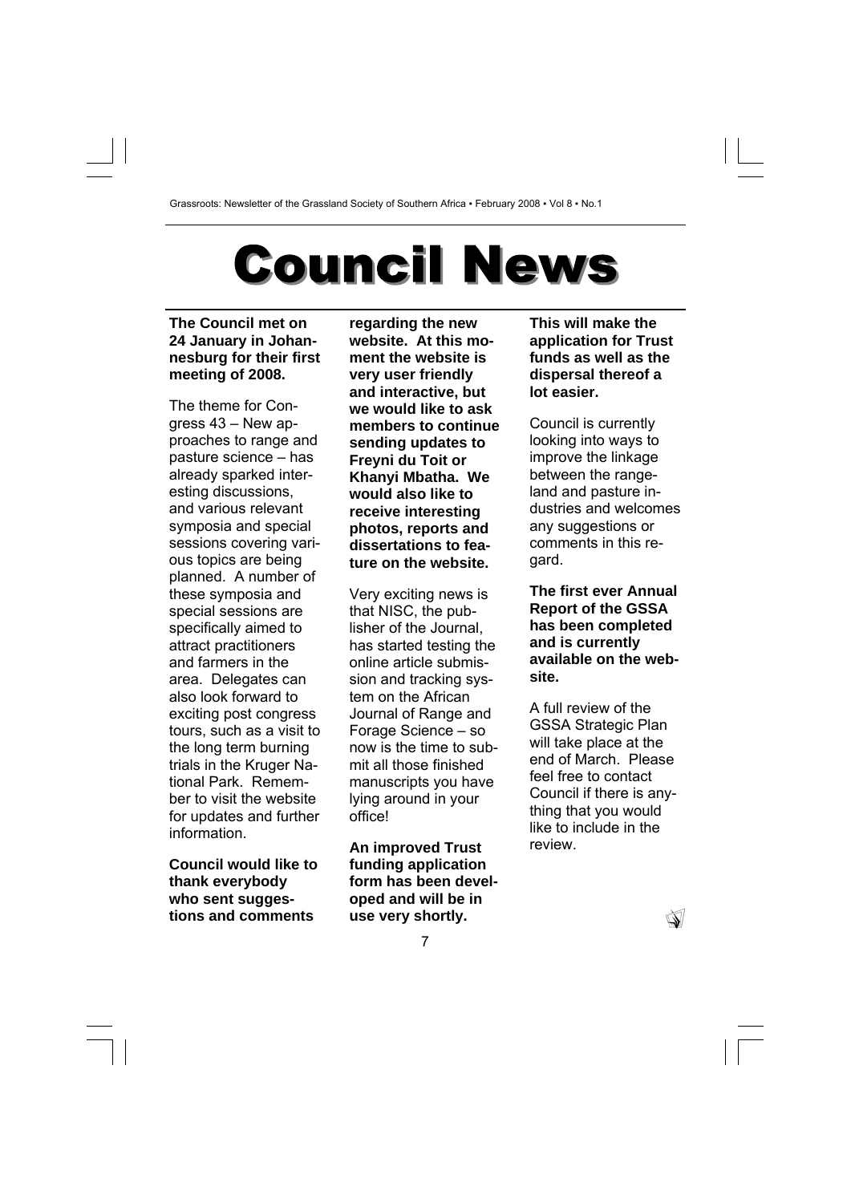# Council News

**The Council met on 24 January in Johannesburg for their first meeting of 2008.**

The theme for Congress 43 – New approaches to range and pasture science – has already sparked interesting discussions, and various relevant symposia and special sessions covering various topics are being planned. A number of these symposia and special sessions are specifically aimed to attract practitioners and farmers in the area. Delegates can also look forward to exciting post congress tours, such as a visit to the long term burning trials in the Kruger National Park. Remember to visit the website for updates and further information.

**Council would like to thank everybody who sent suggestions and comments regarding the new website. At this moment the website is very user friendly and interactive, but we would like to ask members to continue sending updates to Freyni du Toit or Khanyi Mbatha. We would also like to receive interesting photos, reports and dissertations to feature on the website.**

Very exciting news is that NISC, the publisher of the Journal, has started testing the online article submission and tracking system on the African Journal of Range and Forage Science – so now is the time to submit all those finished manuscripts you have lying around in your office!

**An improved Trust funding application form has been developed and will be in use very shortly. This will make the application for Trust funds as well as the dispersal thereof a lot easier.**

Council is currently looking into ways to improve the linkage between the rangeland and pasture industries and welcomes any suggestions or comments in this regard.

**The first ever Annual Report of the GSSA has been completed and is currently available on the website.**

A full review of the GSSA Strategic Plan will take place at the end of March. Please feel free to contact Council if there is anything that you would like to include in the review.